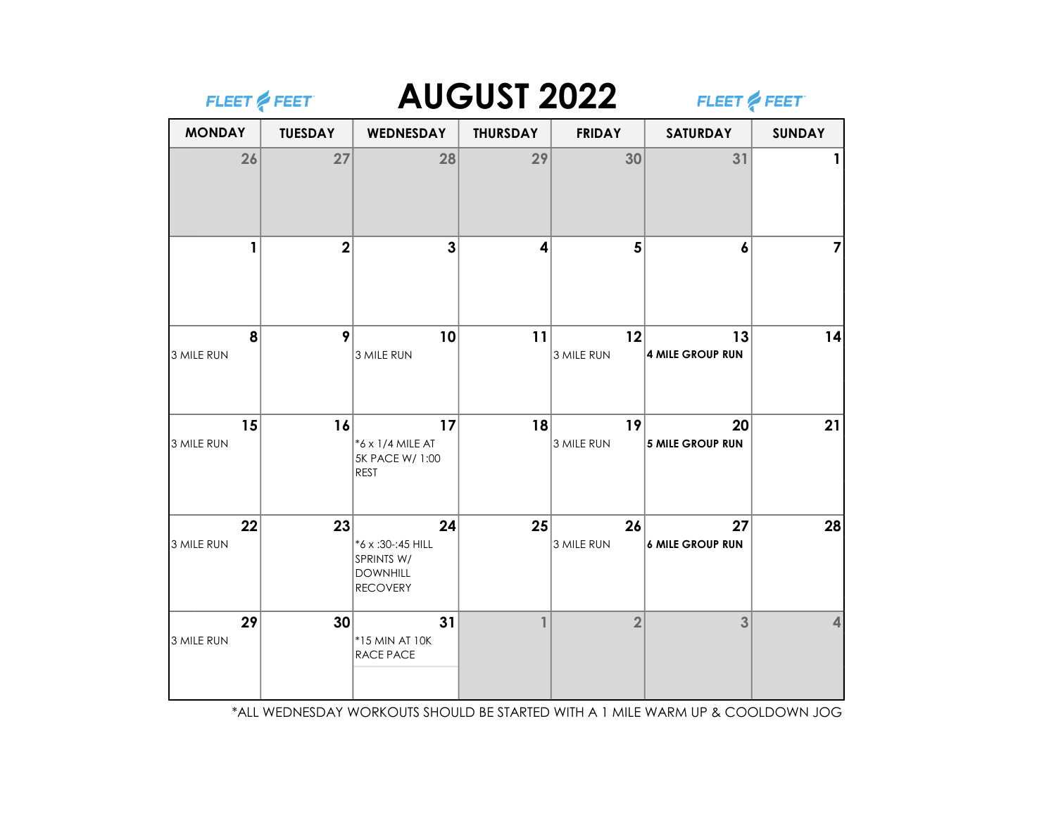FLEET FEET

# AUGUST 2022

FLEET FEET

| MONDAY | TUESDAY | WEDNESDAY | THURSDAY | FRIDAY | SATURDAY | SUNDAY |
|---|---|---|---|---|---|---|
| 26 | 27 | 28 | 29 | 30 | 31 | 1 |
| 1 | 2 | 3 | 4 | 5 | 6 | 7 |
| 8<br>3 MILE RUN | 9 | 10<br>3 MILE RUN | 11 | 12<br>3 MILE RUN | 13<br>**4 MILE GROUP RUN** | 14 |
| 15<br>3 MILE RUN | 16 | 17<br>*6 x 1/4 MILE AT 5K PACE W/ 1:00 REST | 18 | 19<br>3 MILE RUN | 20<br>**5 MILE GROUP RUN** | 21 |
| 22<br>3 MILE RUN | 23 | 24<br>*6 x :30-:45 HILL SPRINTS W/ DOWNHILL RECOVERY | 25 | 26<br>3 MILE RUN | 27<br>**6 MILE GROUP RUN** | 28 |
| 29<br>3 MILE RUN | 30 | 31<br>*15 MIN AT 10K RACE PACE | 1 | 2 | 3 | 4 |

*ALL WEDNESDAY WORKOUTS SHOULD BE STARTED WITH A 1 MILE WARM UP & COOLDOWN JOG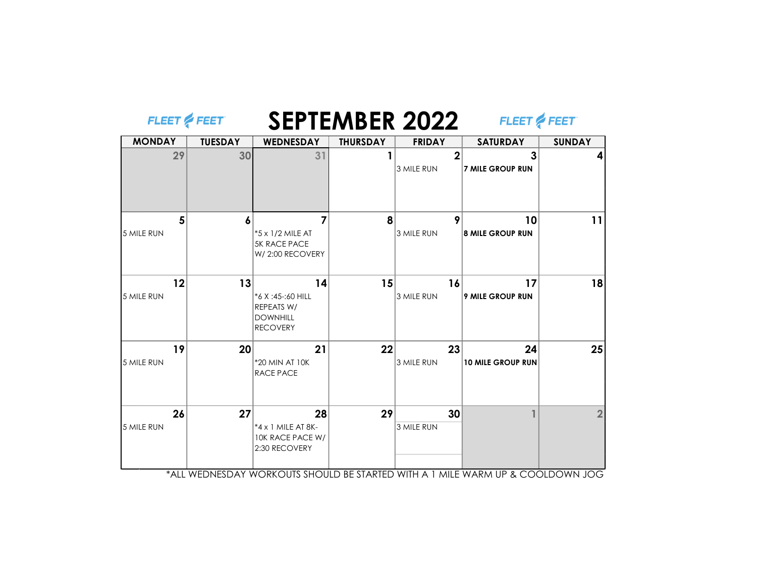# SEPTEMBER 2022

| MONDAY | TUESDAY | WEDNESDAY | THURSDAY | FRIDAY | SATURDAY | SUNDAY |
|---|---|---|---|---|---|---|
| 29 | 30 | 31 | 1 | 2<br>3 MILE RUN | 3<br>**7 MILE GROUP RUN** | 4 |
| 5<br>5 MILE RUN | 6 | 7<br>*5 x 1/2 MILE AT 5K RACE PACE W/ 2:00 RECOVERY | 8 | 9<br>3 MILE RUN | 10<br>**8 MILE GROUP RUN** | 11 |
| 12<br>5 MILE RUN | 13 | 14<br>*6 X :45-:60 HILL REPEATS W/ DOWNHILL RECOVERY | 15 | 16<br>3 MILE RUN | 17<br>**9 MILE GROUP RUN** | 18 |
| 19<br>5 MILE RUN | 20 | 21<br>*20 MIN AT 10K RACE PACE | 22 | 23<br>3 MILE RUN | 24<br>**10 MILE GROUP RUN** | 25 |
| 26<br>5 MILE RUN | 27 | 28<br>*4 x 1 MILE AT 8K-10K RACE PACE W/ 2:30 RECOVERY | 29 | 30<br>3 MILE RUN | 1 | 2 |

*ALL WEDNESDAY WORKOUTS SHOULD BE STARTED WITH A 1 MILE WARM UP & COOLDOWN JOG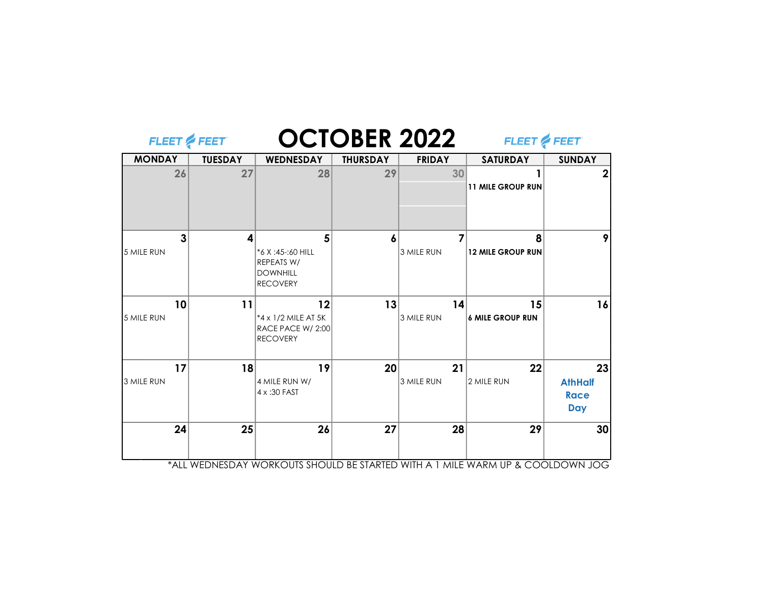FLEET FEET

# OCTOBER 2022

FLEET FEET

| MONDAY | TUESDAY | WEDNESDAY | THURSDAY | FRIDAY | SATURDAY | SUNDAY |
|---|---|---|---|---|---|---|
| 26 | 27 | 28 | 29 | 30 | 1<br>**11 MILE GROUP RUN** | 2 |
| 3<br>5 MILE RUN | 4 | 5<br>*6 X :45-:60 HILL REPEATS W/ DOWNHILL RECOVERY | 6 | 7<br>3 MILE RUN | 8<br>**12 MILE GROUP RUN** | 9 |
| 10<br>5 MILE RUN | 11 | 12<br>*4 x 1/2 MILE AT 5K RACE PACE W/ 2:00 RECOVERY | 13 | 14<br>3 MILE RUN | 15<br>**6 MILE GROUP RUN** | 16 |
| 17<br>3 MILE RUN | 18 | 19<br>4 MILE RUN W/ 4 x :30 FAST | 20 | 21<br>3 MILE RUN | 22<br>2 MILE RUN | 23<br>**AthHalf Race Day** |
| 24 | 25 | 26 | 27 | 28 | 29 | 30 |

*ALL WEDNESDAY WORKOUTS SHOULD BE STARTED WITH A 1 MILE WARM UP & COOLDOWN JOG